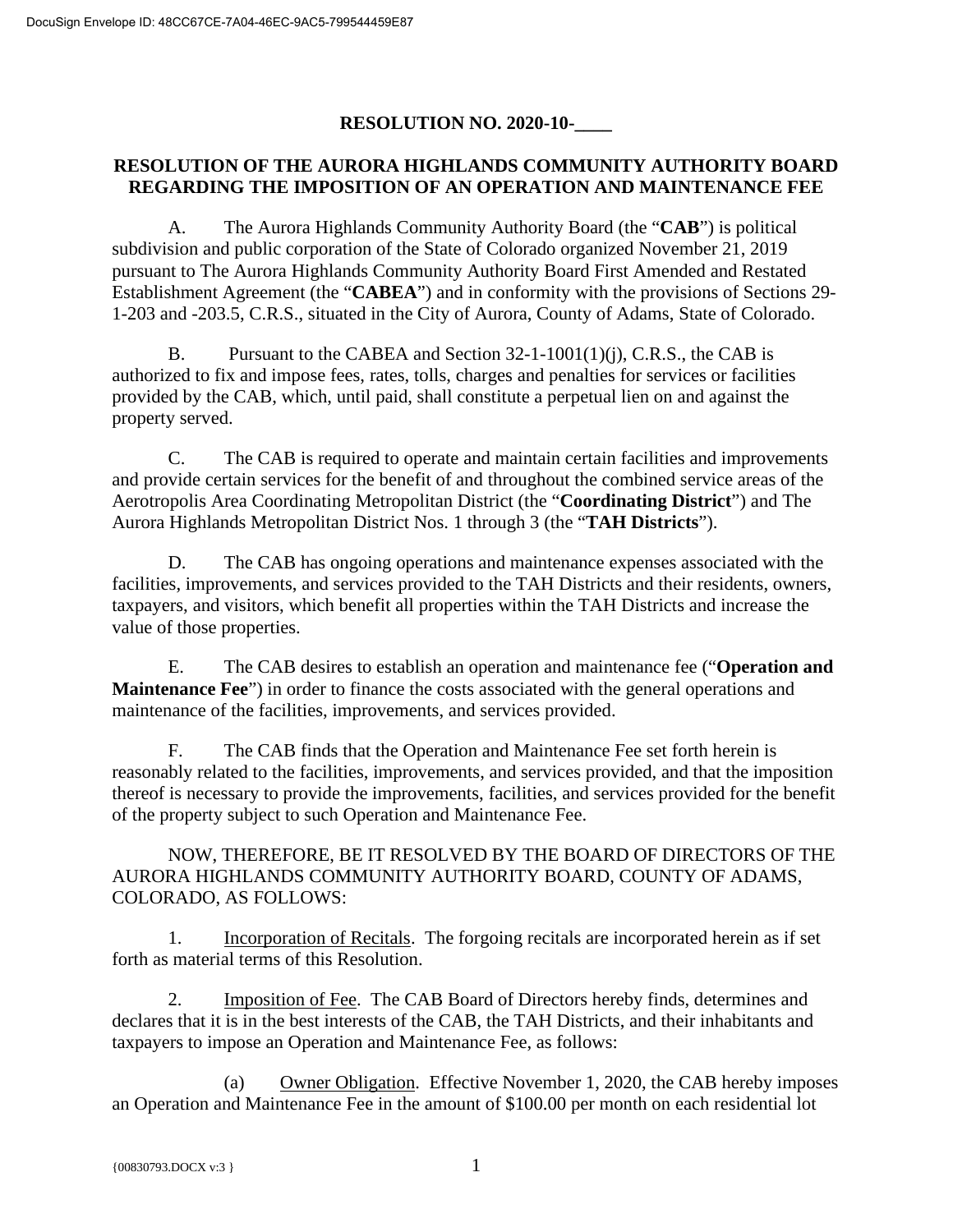# RESOLUTION NO. 2020-10-____

## RESOLUTION OF THE AURORA HIGHLANDS COMMUNITY AUTHORITY BOARD REGARDING THE IMPOSITION OF AN OPERATION AND MAINTENANCE FEE

A. The Aurora Highlands Community Authority Board (the "**CAB**") is political subdivision and public corporation of the State of Colorado organized November 21, 2019 pursuant to The Aurora Highlands Community Authority Board First Amended and Restated Establishment Agreement (the "**CABEA**") and in conformity with the provisions of Sections 29-1-203 and -203.5, C.R.S., situated in the City of Aurora, County of Adams, State of Colorado.

B. Pursuant to the CABEA and Section 32-1-1001(1)(j), C.R.S., the CAB is authorized to fix and impose fees, rates, tolls, charges and penalties for services or facilities provided by the CAB, which, until paid, shall constitute a perpetual lien on and against the property served.

C. The CAB is required to operate and maintain certain facilities and improvements and provide certain services for the benefit of and throughout the combined service areas of the Aerotropolis Area Coordinating Metropolitan District (the "**Coordinating District**") and The Aurora Highlands Metropolitan District Nos. 1 through 3 (the "**TAH Districts**").

D. The CAB has ongoing operations and maintenance expenses associated with the facilities, improvements, and services provided to the TAH Districts and their residents, owners, taxpayers, and visitors, which benefit all properties within the TAH Districts and increase the value of those properties.

E. The CAB desires to establish an operation and maintenance fee ("**Operation and Maintenance Fee**") in order to finance the costs associated with the general operations and maintenance of the facilities, improvements, and services provided.

F. The CAB finds that the Operation and Maintenance Fee set forth herein is reasonably related to the facilities, improvements, and services provided, and that the imposition thereof is necessary to provide the improvements, facilities, and services provided for the benefit of the property subject to such Operation and Maintenance Fee.

NOW, THEREFORE, BE IT RESOLVED BY THE BOARD OF DIRECTORS OF THE AURORA HIGHLANDS COMMUNITY AUTHORITY BOARD, COUNTY OF ADAMS, COLORADO, AS FOLLOWS:

1. Incorporation of Recitals. The forgoing recitals are incorporated herein as if set forth as material terms of this Resolution.

2. Imposition of Fee. The CAB Board of Directors hereby finds, determines and declares that it is in the best interests of the CAB, the TAH Districts, and their inhabitants and taxpayers to impose an Operation and Maintenance Fee, as follows:

(a) Owner Obligation. Effective November 1, 2020, the CAB hereby imposes an Operation and Maintenance Fee in the amount of $100.00 per month on each residential lot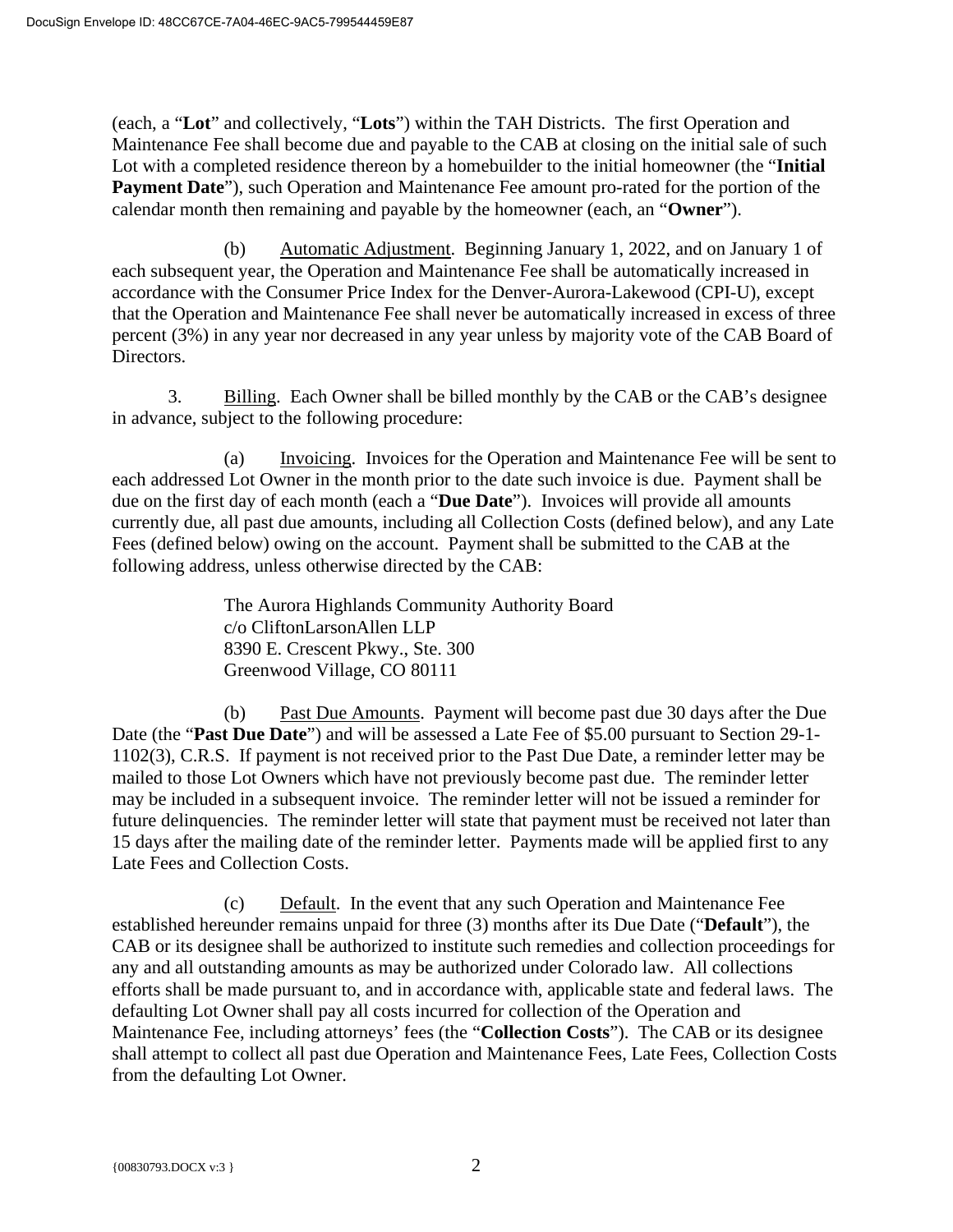(each, a "**Lot**" and collectively, "**Lots**") within the TAH Districts. The first Operation and Maintenance Fee shall become due and payable to the CAB at closing on the initial sale of such Lot with a completed residence thereon by a homebuilder to the initial homeowner (the "**Initial Payment Date**"), such Operation and Maintenance Fee amount pro-rated for the portion of the calendar month then remaining and payable by the homeowner (each, an "**Owner**").

(b) Automatic Adjustment. Beginning January 1, 2022, and on January 1 of each subsequent year, the Operation and Maintenance Fee shall be automatically increased in accordance with the Consumer Price Index for the Denver-Aurora-Lakewood (CPI-U), except that the Operation and Maintenance Fee shall never be automatically increased in excess of three percent (3%) in any year nor decreased in any year unless by majority vote of the CAB Board of Directors.

3. Billing. Each Owner shall be billed monthly by the CAB or the CAB's designee in advance, subject to the following procedure:

(a) Invoicing. Invoices for the Operation and Maintenance Fee will be sent to each addressed Lot Owner in the month prior to the date such invoice is due. Payment shall be due on the first day of each month (each a "**Due Date**"). Invoices will provide all amounts currently due, all past due amounts, including all Collection Costs (defined below), and any Late Fees (defined below) owing on the account. Payment shall be submitted to the CAB at the following address, unless otherwise directed by the CAB:

The Aurora Highlands Community Authority Board
c/o CliftonLarsonAllen LLP
8390 E. Crescent Pkwy., Ste. 300
Greenwood Village, CO 80111

(b) Past Due Amounts. Payment will become past due 30 days after the Due Date (the "**Past Due Date**") and will be assessed a Late Fee of $5.00 pursuant to Section 29-1-1102(3), C.R.S. If payment is not received prior to the Past Due Date, a reminder letter may be mailed to those Lot Owners which have not previously become past due. The reminder letter may be included in a subsequent invoice. The reminder letter will not be issued a reminder for future delinquencies. The reminder letter will state that payment must be received not later than 15 days after the mailing date of the reminder letter. Payments made will be applied first to any Late Fees and Collection Costs.

(c) Default. In the event that any such Operation and Maintenance Fee established hereunder remains unpaid for three (3) months after its Due Date ("**Default**"), the CAB or its designee shall be authorized to institute such remedies and collection proceedings for any and all outstanding amounts as may be authorized under Colorado law. All collections efforts shall be made pursuant to, and in accordance with, applicable state and federal laws. The defaulting Lot Owner shall pay all costs incurred for collection of the Operation and Maintenance Fee, including attorneys' fees (the "**Collection Costs**"). The CAB or its designee shall attempt to collect all past due Operation and Maintenance Fees, Late Fees, Collection Costs from the defaulting Lot Owner.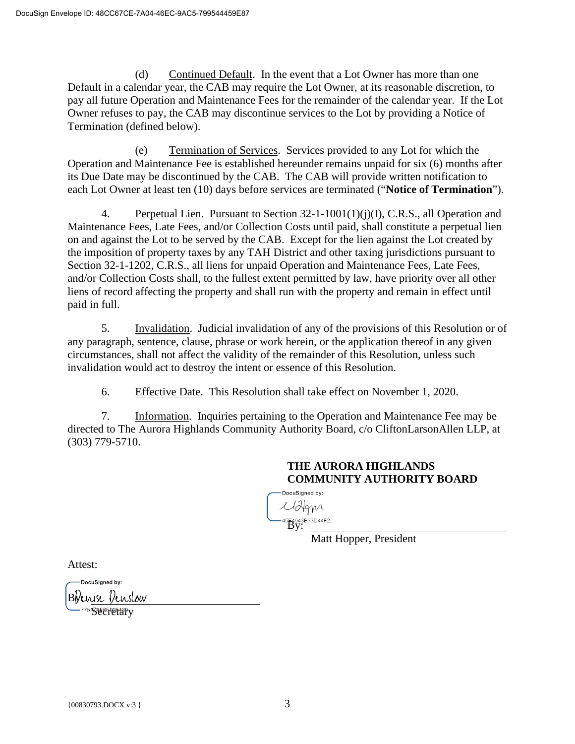(d) Continued Default. In the event that a Lot Owner has more than one Default in a calendar year, the CAB may require the Lot Owner, at its reasonable discretion, to pay all future Operation and Maintenance Fees for the remainder of the calendar year. If the Lot Owner refuses to pay, the CAB may discontinue services to the Lot by providing a Notice of Termination (defined below).

(e) Termination of Services. Services provided to any Lot for which the Operation and Maintenance Fee is established hereunder remains unpaid for six (6) months after its Due Date may be discontinued by the CAB. The CAB will provide written notification to each Lot Owner at least ten (10) days before services are terminated ("**Notice of Termination**").

4. Perpetual Lien. Pursuant to Section 32-1-1001(1)(j)(I), C.R.S., all Operation and Maintenance Fees, Late Fees, and/or Collection Costs until paid, shall constitute a perpetual lien on and against the Lot to be served by the CAB. Except for the lien against the Lot created by the imposition of property taxes by any TAH District and other taxing jurisdictions pursuant to Section 32-1-1202, C.R.S., all liens for unpaid Operation and Maintenance Fees, Late Fees, and/or Collection Costs shall, to the fullest extent permitted by law, have priority over all other liens of record affecting the property and shall run with the property and remain in effect until paid in full.

5. Invalidation. Judicial invalidation of any of the provisions of this Resolution or of any paragraph, sentence, clause, phrase or work herein, or the application thereof in any given circumstances, shall not affect the validity of the remainder of this Resolution, unless such invalidation would act to destroy the intent or essence of this Resolution.

6. Effective Date. This Resolution shall take effect on November 1, 2020.

7. Information. Inquiries pertaining to the Operation and Maintenance Fee may be directed to The Aurora Highlands Community Authority Board, c/o CliftonLarsonAllen LLP, at (303) 779-5710.

**THE AURORA HIGHLANDS COMMUNITY AUTHORITY BOARD**

DocuSigned by:

By: ______________________
Matt Hopper, President

Attest:

DocuSigned by:

By: Denise Denslow
Secretary